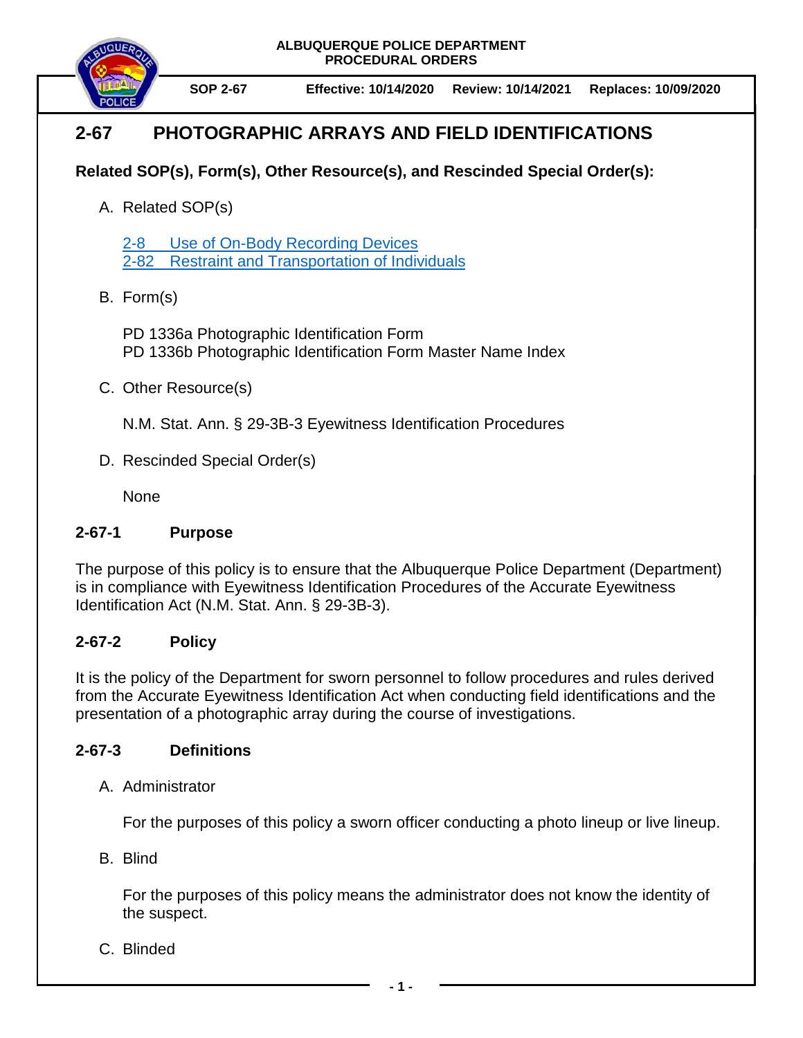ALBUQUERQUE POLICE DEPARTMENT
PROCEDURAL ORDERS

SOP 2-67 | Effective: 10/14/2020 | Review: 10/14/2021 | Replaces: 10/09/2020

# 2-67 PHOTOGRAPHIC ARRAYS AND FIELD IDENTIFICATIONS

**Related SOP(s), Form(s), Other Resource(s), and Rescinded Special Order(s):**

A. Related SOP(s)

   2-8 Use of On-Body Recording Devices
   2-82 Restraint and Transportation of Individuals

B. Form(s)

   PD 1336a Photographic Identification Form
   PD 1336b Photographic Identification Form Master Name Index

C. Other Resource(s)

   N.M. Stat. Ann. § 29-3B-3 Eyewitness Identification Procedures

D. Rescinded Special Order(s)

   None

## 2-67-1 Purpose

The purpose of this policy is to ensure that the Albuquerque Police Department (Department) is in compliance with Eyewitness Identification Procedures of the Accurate Eyewitness Identification Act (N.M. Stat. Ann. § 29-3B-3).

## 2-67-2 Policy

It is the policy of the Department for sworn personnel to follow procedures and rules derived from the Accurate Eyewitness Identification Act when conducting field identifications and the presentation of a photographic array during the course of investigations.

## 2-67-3 Definitions

A. Administrator

   For the purposes of this policy a sworn officer conducting a photo lineup or live lineup.

B. Blind

   For the purposes of this policy means the administrator does not know the identity of the suspect.

C. Blinded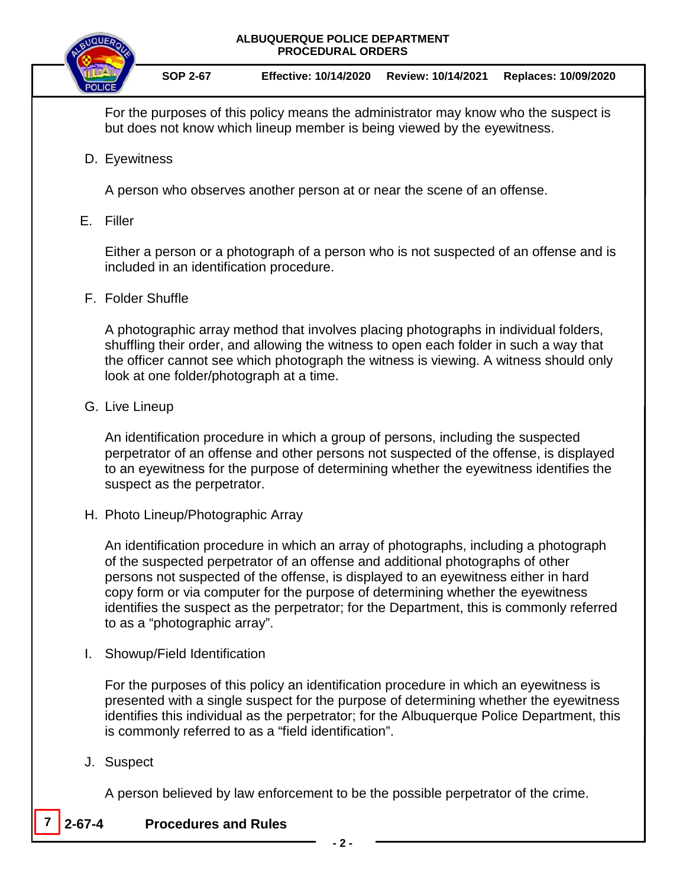For the purposes of this policy means the administrator may know who the suspect is but does not know which lineup member is being viewed by the eyewitness.

D. Eyewitness

A person who observes another person at or near the scene of an offense.

E. Filler

Either a person or a photograph of a person who is not suspected of an offense and is included in an identification procedure.

F. Folder Shuffle

A photographic array method that involves placing photographs in individual folders, shuffling their order, and allowing the witness to open each folder in such a way that the officer cannot see which photograph the witness is viewing. A witness should only look at one folder/photograph at a time.

G. Live Lineup

An identification procedure in which a group of persons, including the suspected perpetrator of an offense and other persons not suspected of the offense, is displayed to an eyewitness for the purpose of determining whether the eyewitness identifies the suspect as the perpetrator.

H. Photo Lineup/Photographic Array

An identification procedure in which an array of photographs, including a photograph of the suspected perpetrator of an offense and additional photographs of other persons not suspected of the offense, is displayed to an eyewitness either in hard copy form or via computer for the purpose of determining whether the eyewitness identifies the suspect as the perpetrator; for the Department, this is commonly referred to as a "photographic array".

I. Showup/Field Identification

For the purposes of this policy an identification procedure in which an eyewitness is presented with a single suspect for the purpose of determining whether the eyewitness identifies this individual as the perpetrator; for the Albuquerque Police Department, this is commonly referred to as a "field identification".

J. Suspect

A person believed by law enforcement to be the possible perpetrator of the crime.

## 7 2-67-4 Procedures and Rules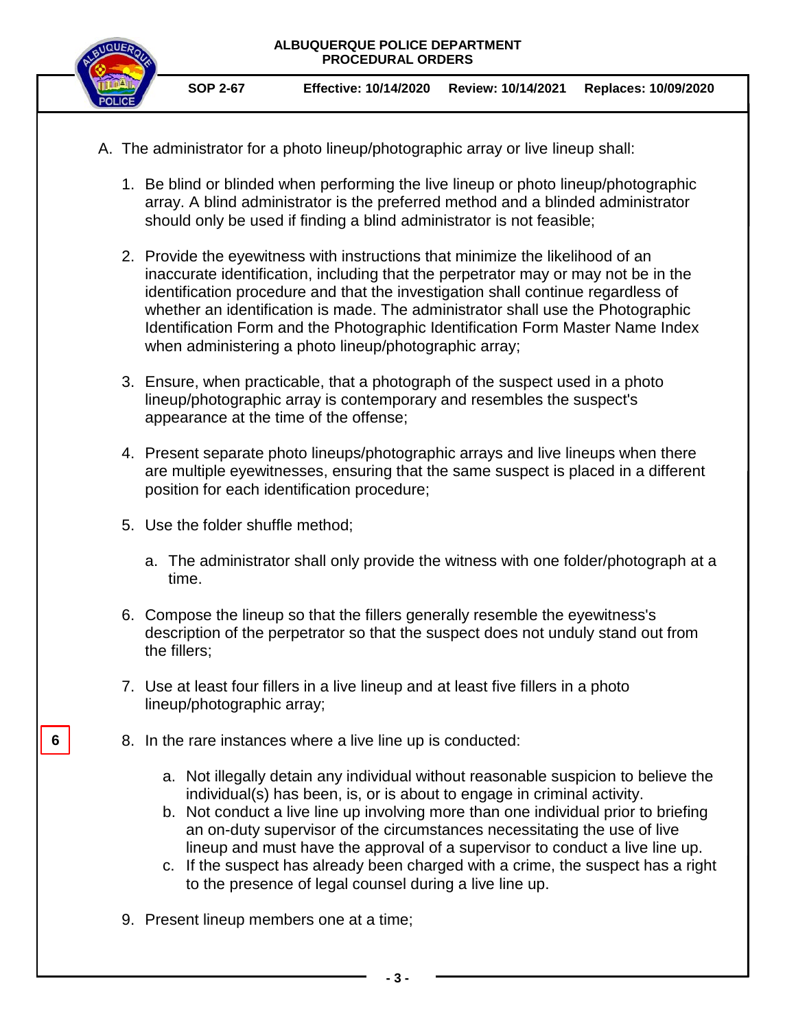A. The administrator for a photo lineup/photographic array or live lineup shall:

1. Be blind or blinded when performing the live lineup or photo lineup/photographic array. A blind administrator is the preferred method and a blinded administrator should only be used if finding a blind administrator is not feasible;

2. Provide the eyewitness with instructions that minimize the likelihood of an inaccurate identification, including that the perpetrator may or may not be in the identification procedure and that the investigation shall continue regardless of whether an identification is made. The administrator shall use the Photographic Identification Form and the Photographic Identification Form Master Name Index when administering a photo lineup/photographic array;

3. Ensure, when practicable, that a photograph of the suspect used in a photo lineup/photographic array is contemporary and resembles the suspect's appearance at the time of the offense;

4. Present separate photo lineups/photographic arrays and live lineups when there are multiple eyewitnesses, ensuring that the same suspect is placed in a different position for each identification procedure;

5. Use the folder shuffle method;

   a. The administrator shall only provide the witness with one folder/photograph at a time.

6. Compose the lineup so that the fillers generally resemble the eyewitness's description of the perpetrator so that the suspect does not unduly stand out from the fillers;

7. Use at least four fillers in a live lineup and at least five fillers in a photo lineup/photographic array;

6

8. In the rare instances where a live line up is conducted:

   a. Not illegally detain any individual without reasonable suspicion to believe the individual(s) has been, is, or is about to engage in criminal activity.
   b. Not conduct a live line up involving more than one individual prior to briefing an on-duty supervisor of the circumstances necessitating the use of live lineup and must have the approval of a supervisor to conduct a live line up.
   c. If the suspect has already been charged with a crime, the suspect has a right to the presence of legal counsel during a live line up.

9. Present lineup members one at a time;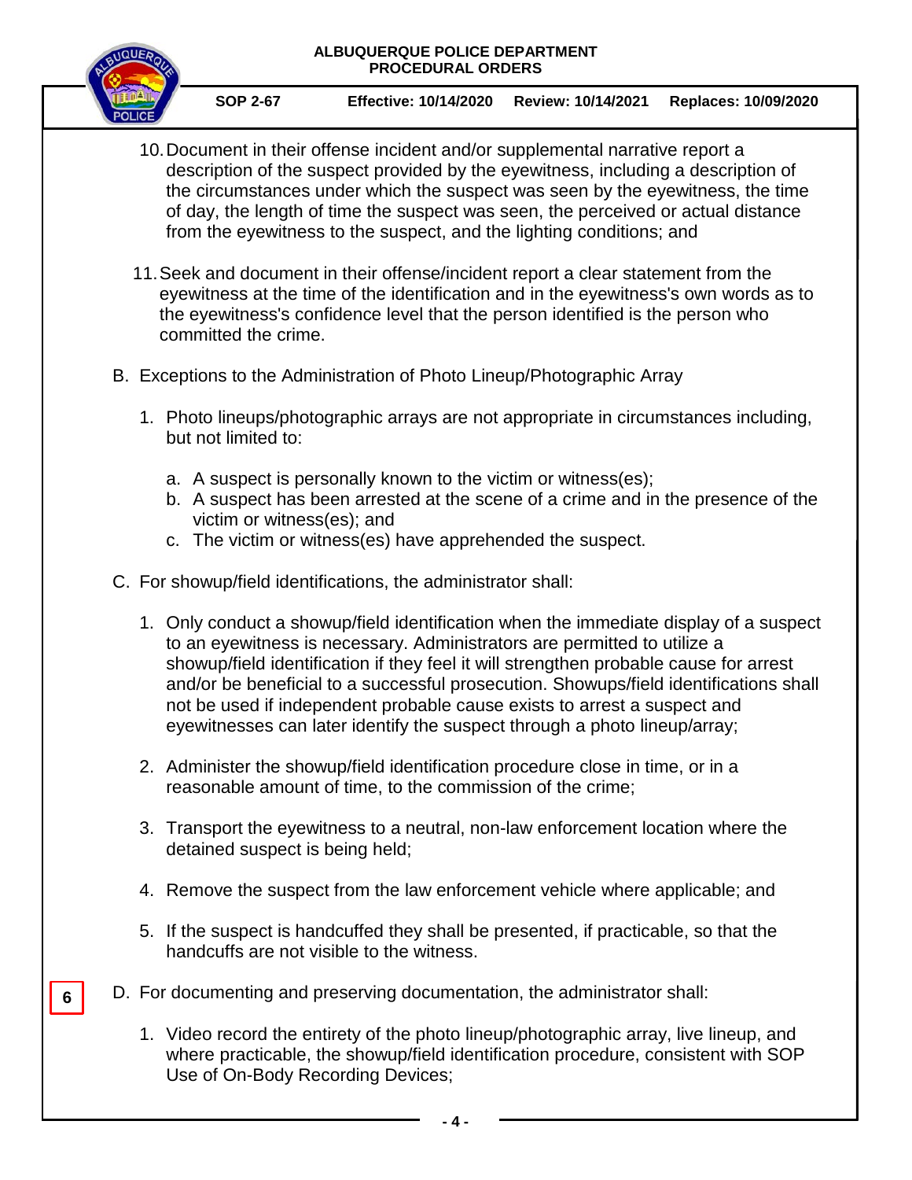10. Document in their offense incident and/or supplemental narrative report a description of the suspect provided by the eyewitness, including a description of the circumstances under which the suspect was seen by the eyewitness, the time of day, the length of time the suspect was seen, the perceived or actual distance from the eyewitness to the suspect, and the lighting conditions; and

11. Seek and document in their offense/incident report a clear statement from the eyewitness at the time of the identification and in the eyewitness's own words as to the eyewitness's confidence level that the person identified is the person who committed the crime.

B. Exceptions to the Administration of Photo Lineup/Photographic Array

1. Photo lineups/photographic arrays are not appropriate in circumstances including, but not limited to:

   a. A suspect is personally known to the victim or witness(es);
   b. A suspect has been arrested at the scene of a crime and in the presence of the victim or witness(es); and
   c. The victim or witness(es) have apprehended the suspect.

C. For showup/field identifications, the administrator shall:

1. Only conduct a showup/field identification when the immediate display of a suspect to an eyewitness is necessary. Administrators are permitted to utilize a showup/field identification if they feel it will strengthen probable cause for arrest and/or be beneficial to a successful prosecution. Showups/field identifications shall not be used if independent probable cause exists to arrest a suspect and eyewitnesses can later identify the suspect through a photo lineup/array;

2. Administer the showup/field identification procedure close in time, or in a reasonable amount of time, to the commission of the crime;

3. Transport the eyewitness to a neutral, non-law enforcement location where the detained suspect is being held;

4. Remove the suspect from the law enforcement vehicle where applicable; and

5. If the suspect is handcuffed they shall be presented, if practicable, so that the handcuffs are not visible to the witness.

6

D. For documenting and preserving documentation, the administrator shall:

1. Video record the entirety of the photo lineup/photographic array, live lineup, and where practicable, the showup/field identification procedure, consistent with SOP Use of On-Body Recording Devices;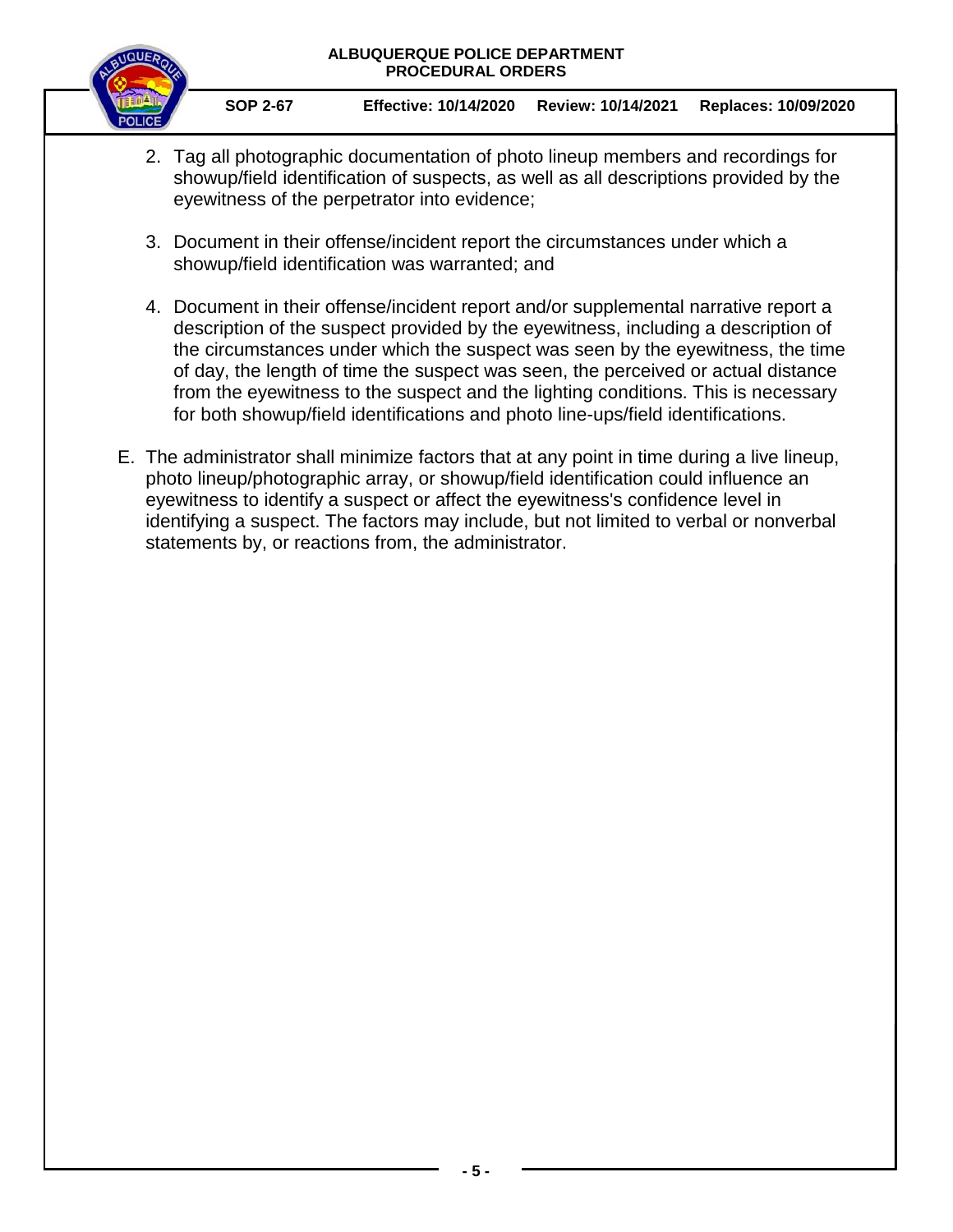2. Tag all photographic documentation of photo lineup members and recordings for showup/field identification of suspects, as well as all descriptions provided by the eyewitness of the perpetrator into evidence;

3. Document in their offense/incident report the circumstances under which a showup/field identification was warranted; and

4. Document in their offense/incident report and/or supplemental narrative report a description of the suspect provided by the eyewitness, including a description of the circumstances under which the suspect was seen by the eyewitness, the time of day, the length of time the suspect was seen, the perceived or actual distance from the eyewitness to the suspect and the lighting conditions. This is necessary for both showup/field identifications and photo line-ups/field identifications.

E. The administrator shall minimize factors that at any point in time during a live lineup, photo lineup/photographic array, or showup/field identification could influence an eyewitness to identify a suspect or affect the eyewitness's confidence level in identifying a suspect. The factors may include, but not limited to verbal or nonverbal statements by, or reactions from, the administrator.